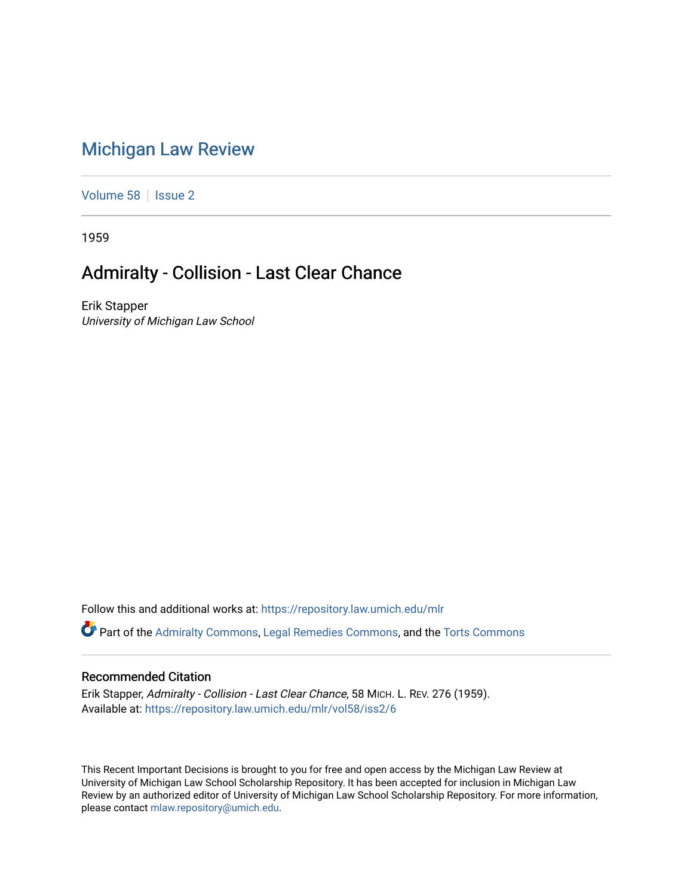# Michigan Law Review

Volume 58 | Issue 2

1959

## Admiralty - Collision - Last Clear Chance

Erik Stapper
*University of Michigan Law School*

Follow this and additional works at: https://repository.law.umich.edu/mlr

Part of the Admiralty Commons, Legal Remedies Commons, and the Torts Commons

### Recommended Citation

Erik Stapper, *Admiralty - Collision - Last Clear Chance*, 58 MICH. L. REV. 276 (1959).
Available at: https://repository.law.umich.edu/mlr/vol58/iss2/6

This Recent Important Decisions is brought to you for free and open access by the Michigan Law Review at University of Michigan Law School Scholarship Repository. It has been accepted for inclusion in Michigan Law Review by an authorized editor of University of Michigan Law School Scholarship Repository. For more information, please contact mlaw.repository@umich.edu.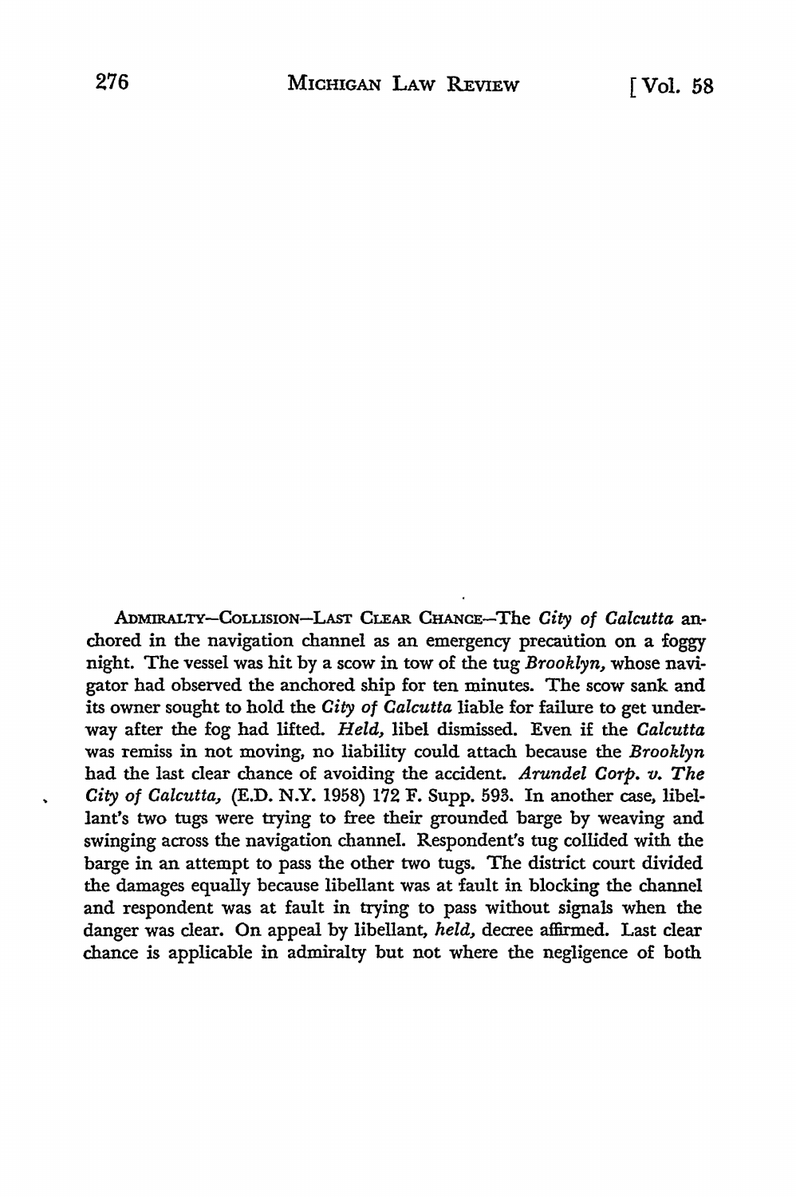ADMIRALTY—COLLISION—LAST CLEAR CHANCE—The *City of Calcutta* anchored in the navigation channel as an emergency precaution on a foggy night. The vessel was hit by a scow in tow of the tug *Brooklyn*, whose navigator had observed the anchored ship for ten minutes. The scow sank and its owner sought to hold the *City of Calcutta* liable for failure to get underway after the fog had lifted. *Held*, libel dismissed. Even if the *Calcutta* was remiss in not moving, no liability could attach because the *Brooklyn* had the last clear chance of avoiding the accident. *Arundel Corp. v. The City of Calcutta*, (E.D. N.Y. 1958) 172 F. Supp. 593. In another case, libellant's two tugs were trying to free their grounded barge by weaving and swinging across the navigation channel. Respondent's tug collided with the barge in an attempt to pass the other two tugs. The district court divided the damages equally because libellant was at fault in blocking the channel and respondent was at fault in trying to pass without signals when the danger was clear. On appeal by libellant, *held*, decree affirmed. Last clear chance is applicable in admiralty but not where the negligence of both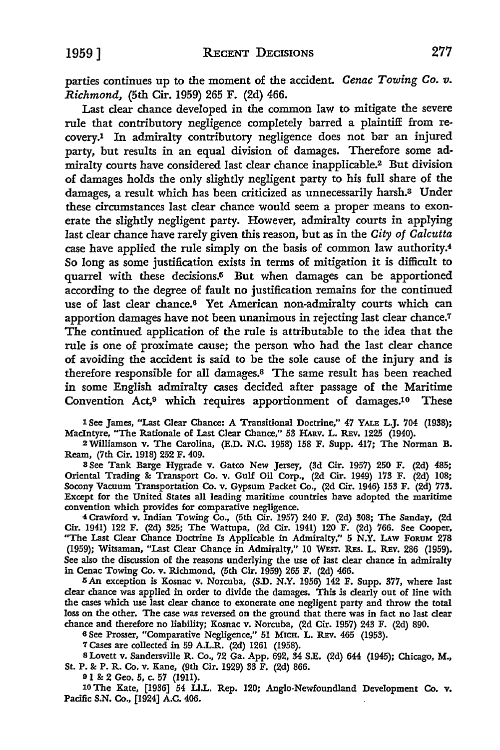parties continues up to the moment of the accident. *Cenac Towing Co. v. Richmond*, (5th Cir. 1959) 265 F. (2d) 466.

Last clear chance developed in the common law to mitigate the severe rule that contributory negligence completely barred a plaintiff from recovery.[1] In admiralty contributory negligence does not bar an injured party, but results in an equal division of damages. Therefore some admiralty courts have considered last clear chance inapplicable.[2] But division of damages holds the only slightly negligent party to his full share of the damages, a result which has been criticized as unnecessarily harsh.[3] Under these circumstances last clear chance would seem a proper means to exonerate the slightly negligent party. However, admiralty courts in applying last clear chance have rarely given this reason, but as in the *City of Calcutta* case have applied the rule simply on the basis of common law authority.[4] So long as some justification exists in terms of mitigation it is difficult to quarrel with these decisions.[5] But when damages can be apportioned according to the degree of fault no justification remains for the continued use of last clear chance.[6] Yet American non-admiralty courts which can apportion damages have not been unanimous in rejecting last clear chance.[7] The continued application of the rule is attributable to the idea that the rule is one of proximate cause; the person who had the last clear chance of avoiding the accident is said to be the sole cause of the injury and is therefore responsible for all damages.[8] The same result has been reached in some English admiralty cases decided after passage of the Maritime Convention Act,[9] which requires apportionment of damages.[10] These

---

[1] See James, "Last Clear Chance: A Transitional Doctrine," 47 YALE L.J. 704 (1938); MacIntyre, "The Rationale of Last Clear Chance," 53 HARV. L. REV. 1225 (1940).

[2] Williamson v. The Carolina, (E.D. N.C. 1958) 158 F. Supp. 417; The Norman B. Ream, (7th Cir. 1918) 252 F. 409.

[3] See Tank Barge Hygrade v. Gatco New Jersey, (3d Cir. 1957) 250 F. (2d) 485; Oriental Trading & Transport Co. v. Gulf Oil Corp., (2d Cir. 1949) 173 F. (2d) 108; Socony Vacuum Transportation Co. v. Gypsum Packet Co., (2d Cir. 1946) 153 F. (2d) 773. Except for the United States all leading maritime countries have adopted the maritime convention which provides for comparative negligence.

[4] Crawford v. Indian Towing Co., (5th Cir. 1957) 240 F. (2d) 308; The Sanday, (2d Cir. 1941) 122 F. (2d) 325; The Wattupa, (2d Cir. 1941) 120 F. (2d) 766. See Cooper, "The Last Clear Chance Doctrine Is Applicable in Admiralty," 5 N.Y. LAW FORUM 278 (1959); Witsaman, "Last Clear Chance in Admiralty," 10 WEST. RES. L. REV. 286 (1959). See also the discussion of the reasons underlying the use of last clear chance in admiralty in Cenac Towing Co. v. Richmond, (5th Cir. 1959) 265 F. (2d) 466.

[5] An exception is Kosnac v. Norcuba, (S.D. N.Y. 1956) 142 F. Supp. 377, where last clear chance was applied in order to divide the damages. This is clearly out of line with the cases which use last clear chance to exonerate one negligent party and throw the total loss on the other. The case was reversed on the ground that there was in fact no last clear chance and therefore no liability; Kosnac v. Norcuba, (2d Cir. 1957) 243 F. (2d) 890.

[6] See Prosser, "Comparative Negligence," 51 MICH. L. REV. 465 (1953).

[7] Cases are collected in 59 A.L.R. (2d) 1261 (1958).

[8] Lovett v. Sandersville R. Co., 72 Ga. App. 692, 34 S.E. (2d) 644 (1945); Chicago, M., St. P. & P. R. Co. v. Kane, (9th Cir. 1929) 33 F. (2d) 866.

[9] 1 & 2 Geo. 5, c. 57 (1911).

[10] The Kate, [1936] 54 Ll.L. Rep. 120; Anglo-Newfoundland Development Co. v. Pacific S.N. Co., [1924] A.C. 406.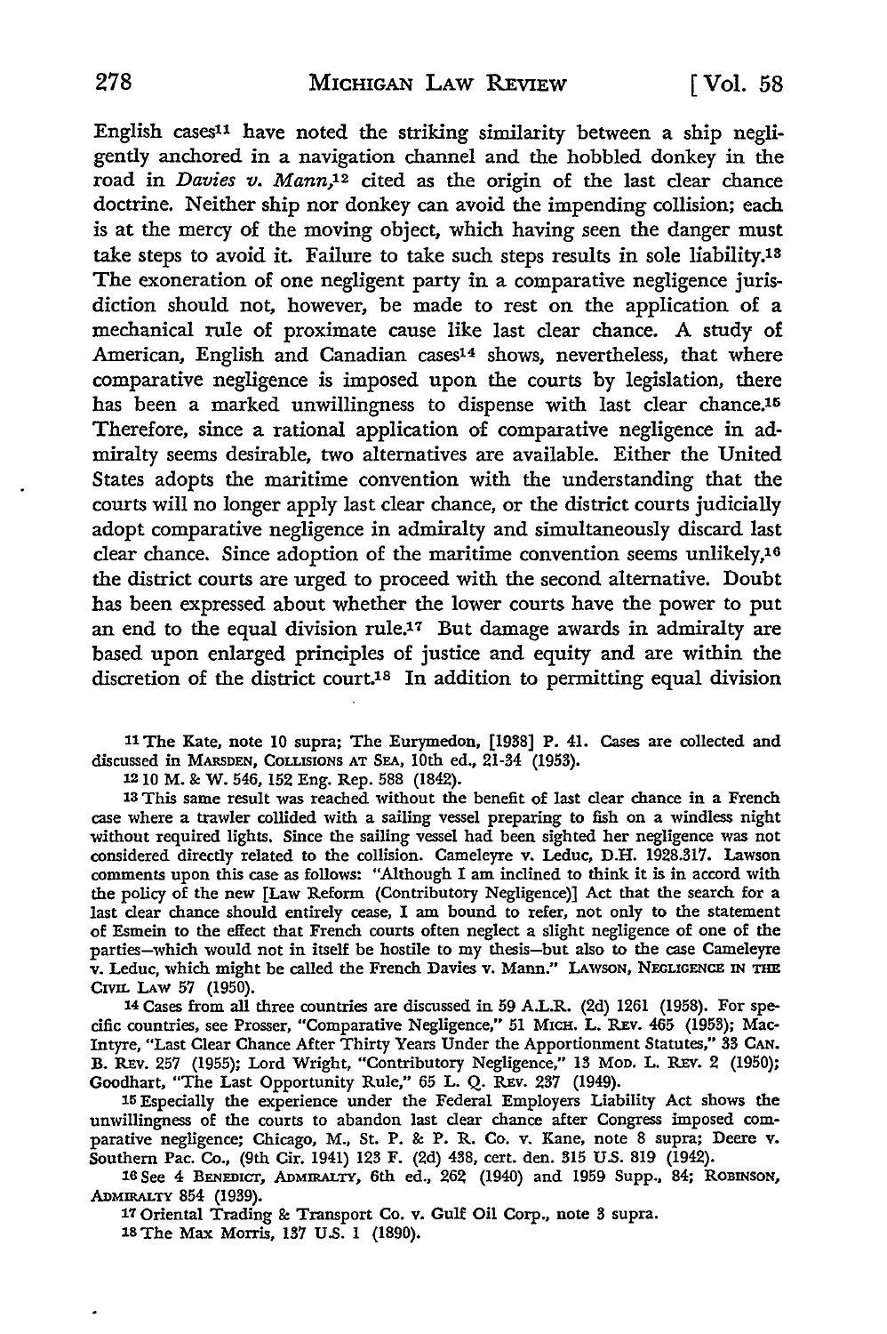English cases[11] have noted the striking similarity between a ship negligently anchored in a navigation channel and the hobbled donkey in the road in *Davies v. Mann*,[12] cited as the origin of the last clear chance doctrine. Neither ship nor donkey can avoid the impending collision; each is at the mercy of the moving object, which having seen the danger must take steps to avoid it. Failure to take such steps results in sole liability.[13] The exoneration of one negligent party in a comparative negligence jurisdiction should not, however, be made to rest on the application of a mechanical rule of proximate cause like last clear chance. A study of American, English and Canadian cases[14] shows, nevertheless, that where comparative negligence is imposed upon the courts by legislation, there has been a marked unwillingness to dispense with last clear chance.[15] Therefore, since a rational application of comparative negligence in admiralty seems desirable, two alternatives are available. Either the United States adopts the maritime convention with the understanding that the courts will no longer apply last clear chance, or the district courts judicially adopt comparative negligence in admiralty and simultaneously discard last clear chance. Since adoption of the maritime convention seems unlikely,[16] the district courts are urged to proceed with the second alternative. Doubt has been expressed about whether the lower courts have the power to put an end to the equal division rule.[17] But damage awards in admiralty are based upon enlarged principles of justice and equity and are within the discretion of the district court.[18] In addition to permitting equal division

---

[11] The Kate, note 10 supra; The Eurymedon, [1938] P. 41. Cases are collected and discussed in MARSDEN, COLLISIONS AT SEA, 10th ed., 21-34 (1953).

[12] 10 M. & W. 546, 152 Eng. Rep. 588 (1842).

[13] This same result was reached without the benefit of last clear chance in a French case where a trawler collided with a sailing vessel preparing to fish on a windless night without required lights. Since the sailing vessel had been sighted her negligence was not considered directly related to the collision. Cameleyre v. Leduc, D.H. 1928.317. Lawson comments upon this case as follows: "Although I am inclined to think it is in accord with the policy of the new [Law Reform (Contributory Negligence)] Act that the search for a last clear chance should entirely cease, I am bound to refer, not only to the statement of Esmein to the effect that French courts often neglect a slight negligence of one of the parties—which would not in itself be hostile to my thesis—but also to the case Cameleyre v. Leduc, which might be called the French Davies v. Mann." LAWSON, NEGLIGENCE IN THE CIVIL LAW 57 (1950).

[14] Cases from all three countries are discussed in 59 A.L.R. (2d) 1261 (1958). For specific countries, see Prosser, "Comparative Negligence," 51 MICH. L. REV. 465 (1953); MacIntyre, "Last Clear Chance After Thirty Years Under the Apportionment Statutes," 33 CAN. B. REV. 257 (1955); Lord Wright, "Contributory Negligence," 13 MOD. L. REV. 2 (1950); Goodhart, "The Last Opportunity Rule," 65 L. Q. REV. 237 (1949).

[15] Especially the experience under the Federal Employers Liability Act shows the unwillingness of the courts to abandon last clear chance after Congress imposed comparative negligence; Chicago, M., St. P. & P. R. Co. v. Kane, note 8 supra; Deere v. Southern Pac. Co., (9th Cir. 1941) 123 F. (2d) 438, cert. den. 315 U.S. 819 (1942).

[16] See 4 BENEDICT, ADMIRALTY, 6th ed., 262 (1940) and 1959 Supp., 84; ROBINSON, ADMIRALTY 854 (1939).

[17] Oriental Trading & Transport Co. v. Gulf Oil Corp., note 3 supra.

[18] The Max Morris, 137 U.S. 1 (1890).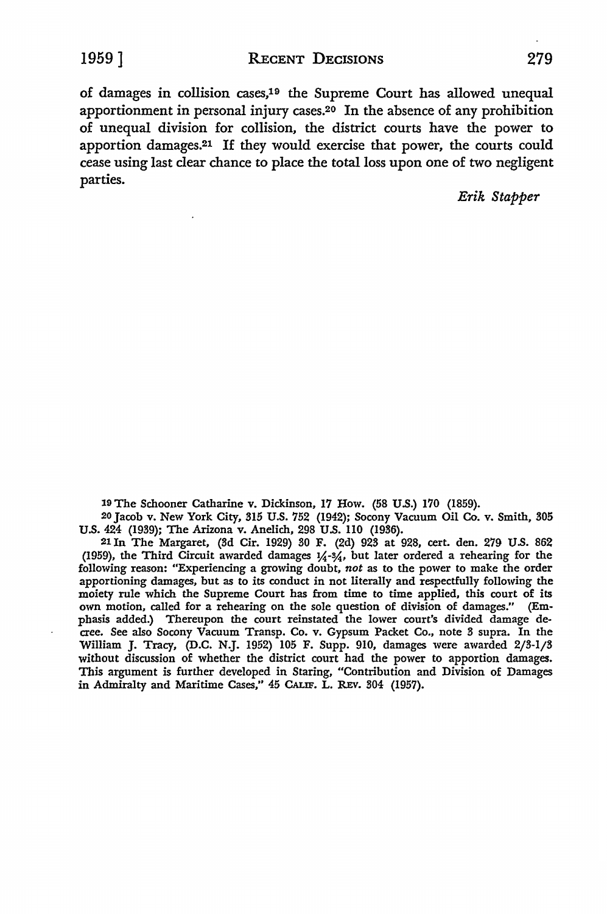of damages in collision cases,[19] the Supreme Court has allowed unequal apportionment in personal injury cases.[20] In the absence of any prohibition of unequal division for collision, the district courts have the power to apportion damages.[21] If they would exercise that power, the courts could cease using last clear chance to place the total loss upon one of two negligent parties.

*Erik Stapper*

---

[19] The Schooner Catharine v. Dickinson, 17 How. (58 U.S.) 170 (1859).

[20] Jacob v. New York City, 315 U.S. 752 (1942); Socony Vacuum Oil Co. v. Smith, 305 U.S. 424 (1939); The Arizona v. Anelich, 298 U.S. 110 (1936).

[21] In The Margaret, (3d Cir. 1929) 30 F. (2d) 923 at 928, cert. den. 279 U.S. 862 (1959), the Third Circuit awarded damages 1/4-3/4, but later ordered a rehearing for the following reason: "Experiencing a growing doubt, *not* as to the power to make the order apportioning damages, but as to its conduct in not literally and respectfully following the moiety rule which the Supreme Court has from time to time applied, this court of its own motion, called for a rehearing on the sole question of division of damages." (Emphasis added.) Thereupon the court reinstated the lower court's divided damage decree. See also Socony Vacuum Transp. Co. v. Gypsum Packet Co., note 3 supra. In the William J. Tracy, (D.C. N.J. 1952) 105 F. Supp. 910, damages were awarded 2/3-1/3 without discussion of whether the district court had the power to apportion damages. This argument is further developed in Staring, "Contribution and Division of Damages in Admiralty and Maritime Cases," 45 CALIF. L. REV. 304 (1957).